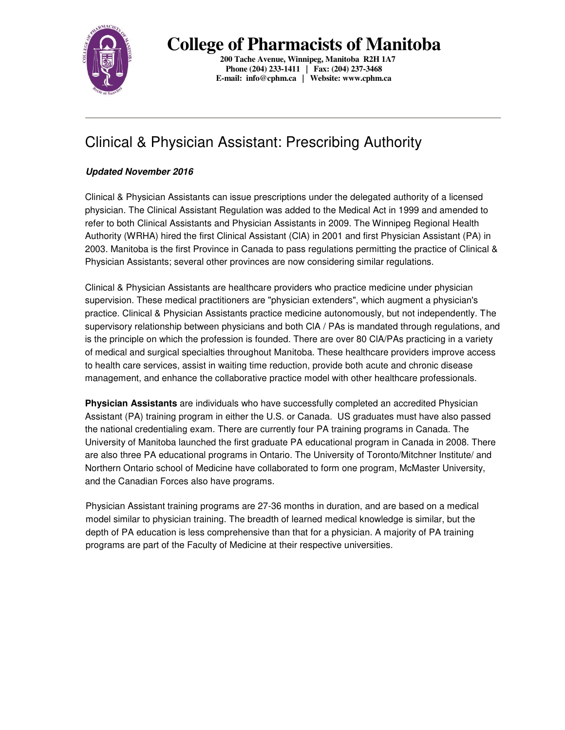# College of Pharmacists of Manitoba

**200 Tache Avenue, Winnipeg, Manitoba R2H 1A7**
**Phone (204) 233-1411 | Fax: (204) 237-3468**
**E-mail: info@cphm.ca | Website: www.cphm.ca**

---

## Clinical & Physician Assistant: Prescribing Authority

***Updated November 2016***

Clinical & Physician Assistants can issue prescriptions under the delegated authority of a licensed physician. The Clinical Assistant Regulation was added to the Medical Act in 1999 and amended to refer to both Clinical Assistants and Physician Assistants in 2009. The Winnipeg Regional Health Authority (WRHA) hired the first Clinical Assistant (ClA) in 2001 and first Physician Assistant (PA) in 2003. Manitoba is the first Province in Canada to pass regulations permitting the practice of Clinical & Physician Assistants; several other provinces are now considering similar regulations.

Clinical & Physician Assistants are healthcare providers who practice medicine under physician supervision. These medical practitioners are "physician extenders", which augment a physician's practice. Clinical & Physician Assistants practice medicine autonomously, but not independently. The supervisory relationship between physicians and both ClA / PAs is mandated through regulations, and is the principle on which the profession is founded. There are over 80 ClA/PAs practicing in a variety of medical and surgical specialties throughout Manitoba. These healthcare providers improve access to health care services, assist in waiting time reduction, provide both acute and chronic disease management, and enhance the collaborative practice model with other healthcare professionals.

**Physician Assistants** are individuals who have successfully completed an accredited Physician Assistant (PA) training program in either the U.S. or Canada. US graduates must have also passed the national credentialing exam. There are currently four PA training programs in Canada. The University of Manitoba launched the first graduate PA educational program in Canada in 2008. There are also three PA educational programs in Ontario. The University of Toronto/Mitchner Institute/ and Northern Ontario school of Medicine have collaborated to form one program, McMaster University, and the Canadian Forces also have programs.

Physician Assistant training programs are 27-36 months in duration, and are based on a medical model similar to physician training. The breadth of learned medical knowledge is similar, but the depth of PA education is less comprehensive than that for a physician. A majority of PA training programs are part of the Faculty of Medicine at their respective universities.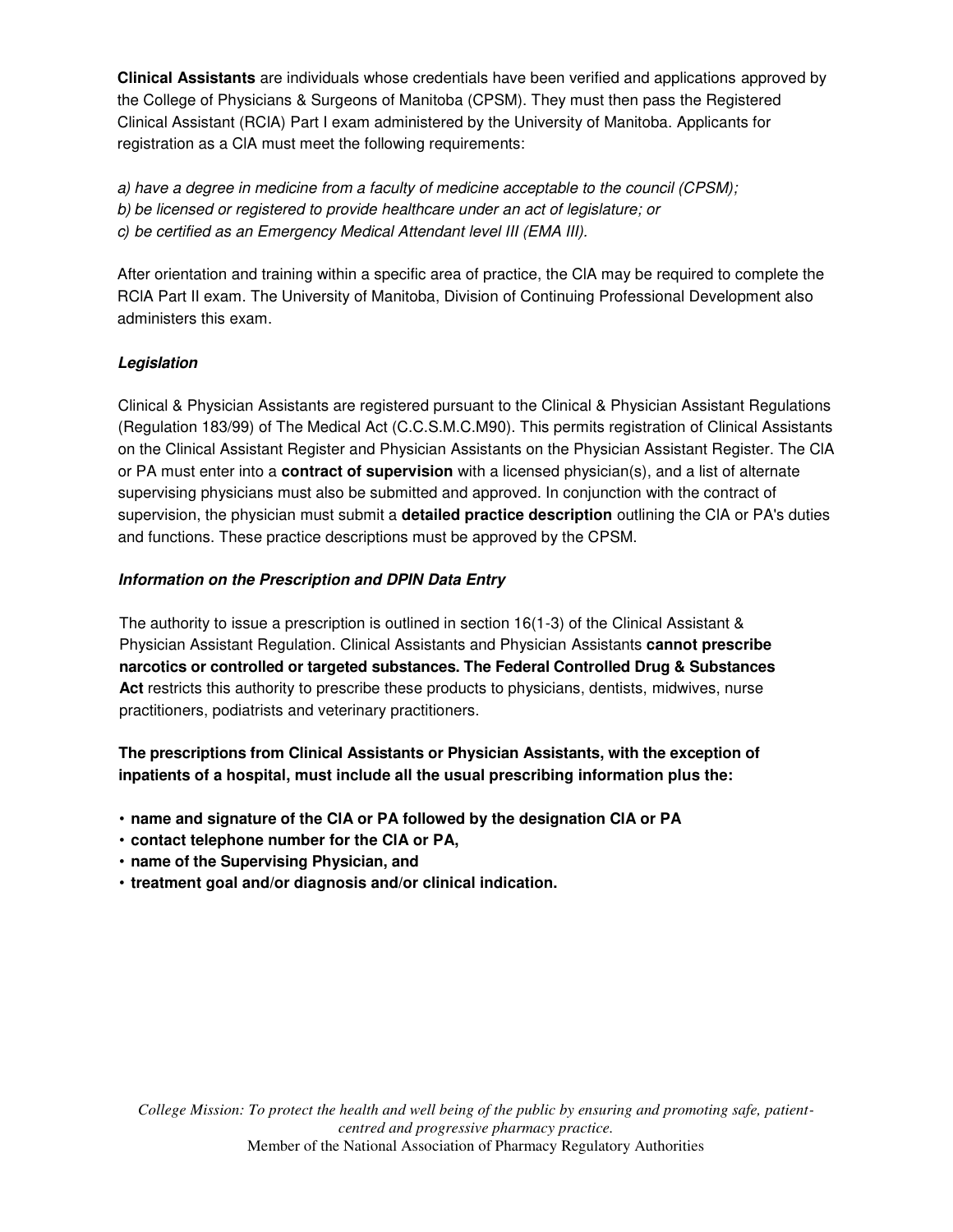**Clinical Assistants** are individuals whose credentials have been verified and applications approved by the College of Physicians & Surgeons of Manitoba (CPSM). They must then pass the Registered Clinical Assistant (RCIA) Part I exam administered by the University of Manitoba. Applicants for registration as a ClA must meet the following requirements:

*a) have a degree in medicine from a faculty of medicine acceptable to the council (CPSM);*
*b) be licensed or registered to provide healthcare under an act of legislature; or*
*c) be certified as an Emergency Medical Attendant level III (EMA III).*

After orientation and training within a specific area of practice, the ClA may be required to complete the RClA Part II exam. The University of Manitoba, Division of Continuing Professional Development also administers this exam.

### *Legislation*

Clinical & Physician Assistants are registered pursuant to the Clinical & Physician Assistant Regulations (Regulation 183/99) of The Medical Act (C.C.S.M.C.M90). This permits registration of Clinical Assistants on the Clinical Assistant Register and Physician Assistants on the Physician Assistant Register. The ClA or PA must enter into a **contract of supervision** with a licensed physician(s), and a list of alternate supervising physicians must also be submitted and approved. In conjunction with the contract of supervision, the physician must submit a **detailed practice description** outlining the ClA or PA's duties and functions. These practice descriptions must be approved by the CPSM.

### *Information on the Prescription and DPIN Data Entry*

The authority to issue a prescription is outlined in section 16(1-3) of the Clinical Assistant & Physician Assistant Regulation. Clinical Assistants and Physician Assistants **cannot prescribe narcotics or controlled or targeted substances. The Federal Controlled Drug & Substances Act** restricts this authority to prescribe these products to physicians, dentists, midwives, nurse practitioners, podiatrists and veterinary practitioners.

**The prescriptions from Clinical Assistants or Physician Assistants, with the exception of inpatients of a hospital, must include all the usual prescribing information plus the:**

- **name and signature of the ClA or PA followed by the designation ClA or PA**
- **contact telephone number for the ClA or PA,**
- **name of the Supervising Physician, and**
- **treatment goal and/or diagnosis and/or clinical indication.**

*College Mission: To protect the health and well being of the public by ensuring and promoting safe, patient-centred and progressive pharmacy practice.*
Member of the National Association of Pharmacy Regulatory Authorities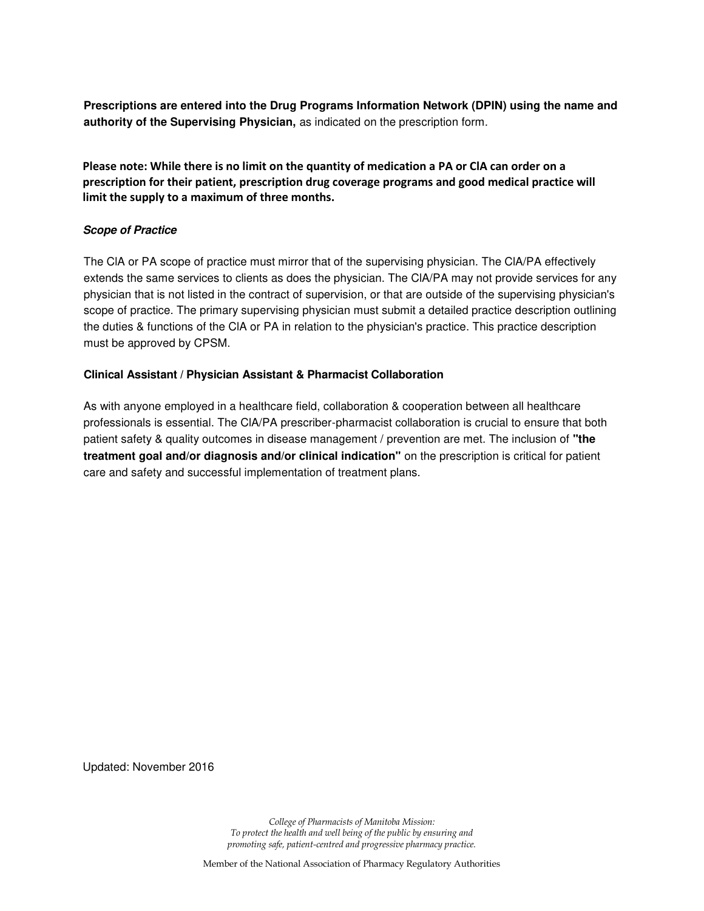**Prescriptions are entered into the Drug Programs Information Network (DPIN) using the name and authority of the Supervising Physician,** as indicated on the prescription form.

**Please note: While there is no limit on the quantity of medication a PA or ClA can order on a prescription for their patient, prescription drug coverage programs and good medical practice will limit the supply to a maximum of three months.**

### *Scope of Practice*

The ClA or PA scope of practice must mirror that of the supervising physician. The ClA/PA effectively extends the same services to clients as does the physician. The ClA/PA may not provide services for any physician that is not listed in the contract of supervision, or that are outside of the supervising physician's scope of practice. The primary supervising physician must submit a detailed practice description outlining the duties & functions of the ClA or PA in relation to the physician's practice. This practice description must be approved by CPSM.

### Clinical Assistant / Physician Assistant & Pharmacist Collaboration

As with anyone employed in a healthcare field, collaboration & cooperation between all healthcare professionals is essential. The ClA/PA prescriber-pharmacist collaboration is crucial to ensure that both patient safety & quality outcomes in disease management / prevention are met. The inclusion of **"the treatment goal and/or diagnosis and/or clinical indication"** on the prescription is critical for patient care and safety and successful implementation of treatment plans.

Updated: November 2016

*College of Pharmacists of Manitoba Mission:*
*To protect the health and well being of the public by ensuring and promoting safe, patient-centred and progressive pharmacy practice.*

Member of the National Association of Pharmacy Regulatory Authorities